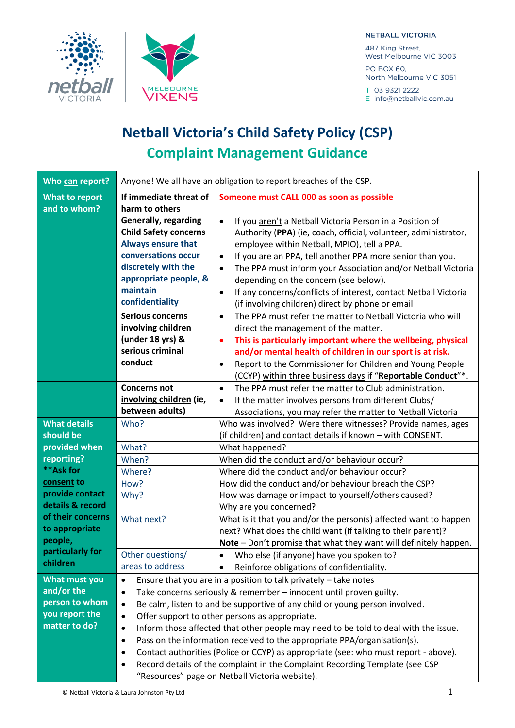NETBALL VICTORIA

487 King Street,
West Melbourne VIC 3003

PO BOX 60,
North Melbourne VIC 3051

T 03 9321 2222
E info@netballvic.com.au

# Netball Victoria's Child Safety Policy (CSP)

## Complaint Management Guidance

| | | |
|---|---|---|
| **Who can report?** | Anyone! We all have an obligation to report breaches of the CSP. | |
| **What to report and to whom?** | **If immediate threat of harm to others** | **Someone must CALL 000 as soon as possible** |
| | **Generally, regarding Child Safety concerns** **Always ensure that conversations occur discretely with the appropriate people, & maintain confidentiality** | • If you aren't a Netball Victoria Person in a Position of Authority (**PPA**) (ie, coach, official, volunteer, administrator, employee within Netball, MPIO), tell a PPA.<br>• If you are an PPA, tell another PPA more senior than you.<br>• The PPA must inform your Association and/or Netball Victoria depending on the concern (see below).<br>• If any concerns/conflicts of interest, contact Netball Victoria (if involving children) direct by phone or email |
| | **Serious concerns involving children (under 18 yrs) & serious criminal conduct** | • The PPA must refer the matter to Netball Victoria who will direct the management of the matter.<br>• **This is particularly important where the wellbeing, physical and/or mental health of children in our sport is at risk.**<br>• Report to the Commissioner for Children and Young People (CCYP) within three business days if "**Reportable Conduct**"*. |
| | **Concerns not involving children (ie, between adults)** | • The PPA must refer the matter to Club administration.<br>• If the matter involves persons from different Clubs/ Associations, you may refer the matter to Netball Victoria |
| **What details should be provided when reporting? \*\*Ask for consent to provide contact details & record of their concerns to appropriate people, particularly for children** | Who? | Who was involved? Were there witnesses? Provide names, ages (if children) and contact details if known – with CONSENT. |
| | What? | What happened? |
| | When? | When did the conduct and/or behaviour occur? |
| | Where? | Where did the conduct and/or behaviour occur? |
| | How?<br>Why? | How did the conduct and/or behaviour breach the CSP?<br>How was damage or impact to yourself/others caused?<br>Why are you concerned? |
| | What next? | What is it that you and/or the person(s) affected want to happen next? What does the child want (if talking to their parent)?<br>**Note** – Don't promise that what they want will definitely happen. |
| | Other questions/ areas to address | • Who else (if anyone) have you spoken to?<br>• Reinforce obligations of confidentiality. |
| **What must you and/or the person to whom you report the matter to do?** | • Ensure that you are in a position to talk privately – take notes<br>• Take concerns seriously & remember – innocent until proven guilty.<br>• Be calm, listen to and be supportive of any child or young person involved.<br>• Offer support to other persons as appropriate.<br>• Inform those affected that other people may need to be told to deal with the issue.<br>• Pass on the information received to the appropriate PPA/organisation(s).<br>• Contact authorities (Police or CCYP) as appropriate (see: who must report - above).<br>• Record details of the complaint in the Complaint Recording Template (see CSP "Resources" page on Netball Victoria website). | |

© Netball Victoria & Laura Johnston Pty Ltd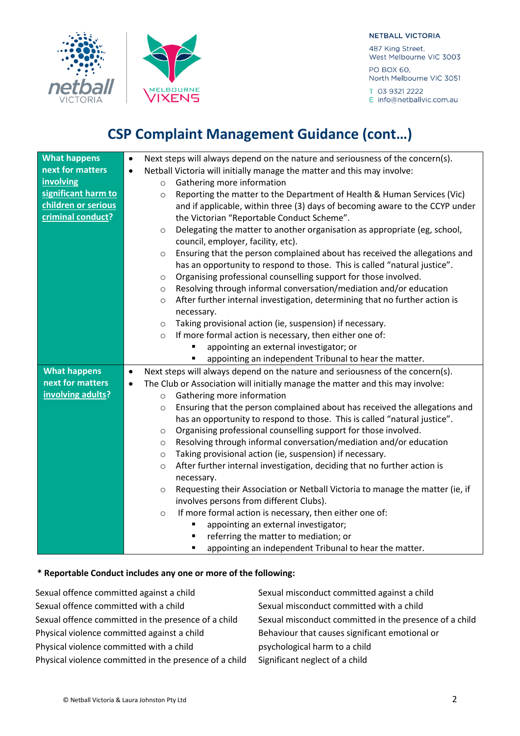NETBALL VICTORIA

487 King Street,
West Melbourne VIC 3003

PO BOX 60,
North Melbourne VIC 3051

T 03 9321 2222
E info@netballvic.com.au

# CSP Complaint Management Guidance (cont…)

| | |
|---|---|
| **What happens next for matters involving significant harm to children or serious criminal conduct?** | • Next steps will always depend on the nature and seriousness of the concern(s).<br>• Netball Victoria will initially manage the matter and this may involve:<br>  ○ Gathering more information<br>  ○ Reporting the matter to the Department of Health & Human Services (Vic) and if applicable, within three (3) days of becoming aware to the CCYP under the Victorian "Reportable Conduct Scheme".<br>  ○ Delegating the matter to another organisation as appropriate (eg, school, council, employer, facility, etc).<br>  ○ Ensuring that the person complained about has received the allegations and has an opportunity to respond to those. This is called "natural justice".<br>  ○ Organising professional counselling support for those involved.<br>  ○ Resolving through informal conversation/mediation and/or education<br>  ○ After further internal investigation, determining that no further action is necessary.<br>  ○ Taking provisional action (ie, suspension) if necessary.<br>  ○ If more formal action is necessary, then either one of:<br>    ▪ appointing an external investigator; or<br>    ▪ appointing an independent Tribunal to hear the matter. |
| **What happens next for matters involving adults?** | • Next steps will always depend on the nature and seriousness of the concern(s).<br>• The Club or Association will initially manage the matter and this may involve:<br>  ○ Gathering more information<br>  ○ Ensuring that the person complained about has received the allegations and has an opportunity to respond to those. This is called "natural justice".<br>  ○ Organising professional counselling support for those involved.<br>  ○ Resolving through informal conversation/mediation and/or education<br>  ○ Taking provisional action (ie, suspension) if necessary.<br>  ○ After further internal investigation, deciding that no further action is necessary.<br>  ○ Requesting their Association or Netball Victoria to manage the matter (ie, if involves persons from different Clubs).<br>  ○ If more formal action is necessary, then either one of:<br>    ▪ appointing an external investigator;<br>    ▪ referring the matter to mediation; or<br>    ▪ appointing an independent Tribunal to hear the matter. |

**\* Reportable Conduct includes any one or more of the following:**

Sexual offence committed against a child
Sexual offence committed with a child
Sexual offence committed in the presence of a child
Physical violence committed against a child
Physical violence committed with a child
Physical violence committed in the presence of a child
Sexual misconduct committed against a child
Sexual misconduct committed with a child
Sexual misconduct committed in the presence of a child
Behaviour that causes significant emotional or psychological harm to a child
Significant neglect of a child

© Netball Victoria & Laura Johnston Pty Ltd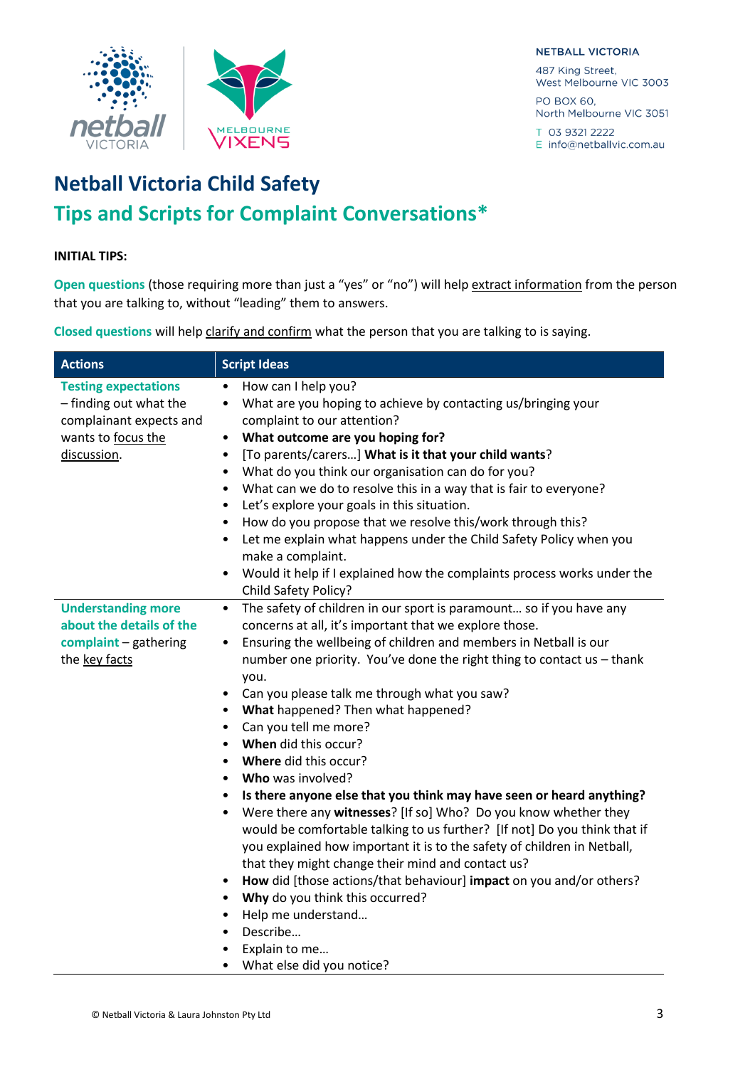# Netball Victoria Child Safety

## Tips and Scripts for Complaint Conversations*

**INITIAL TIPS:**

**Open questions** (those requiring more than just a "yes" or "no") will help extract information from the person that you are talking to, without "leading" them to answers.

**Closed questions** will help clarify and confirm what the person that you are talking to is saying.

| Actions | Script Ideas |
|---|---|
| **Testing expectations** – finding out what the complainant expects and wants to focus the discussion. | • How can I help you?<br>• What are you hoping to achieve by contacting us/bringing your complaint to our attention?<br>• **What outcome are you hoping for?**<br>• [To parents/carers…] **What is it that your child wants**?<br>• What do you think our organisation can do for you?<br>• What can we do to resolve this in a way that is fair to everyone?<br>• Let's explore your goals in this situation.<br>• How do you propose that we resolve this/work through this?<br>• Let me explain what happens under the Child Safety Policy when you make a complaint.<br>• Would it help if I explained how the complaints process works under the Child Safety Policy? |
| **Understanding more about the details of the complaint** – gathering the key facts | • The safety of children in our sport is paramount… so if you have any concerns at all, it's important that we explore those.<br>• Ensuring the wellbeing of children and members in Netball is our number one priority. You've done the right thing to contact us – thank you.<br>• Can you please talk me through what you saw?<br>• **What** happened? Then what happened?<br>• Can you tell me more?<br>• **When** did this occur?<br>• **Where** did this occur?<br>• **Who** was involved?<br>• **Is there anyone else that you think may have seen or heard anything?**<br>• Were there any **witnesses**? [If so] Who? Do you know whether they would be comfortable talking to us further? [If not] Do you think that if you explained how important it is to the safety of children in Netball, that they might change their mind and contact us?<br>• **How** did [those actions/that behaviour] **impact** on you and/or others?<br>• **Why** do you think this occurred?<br>• Help me understand…<br>• Describe…<br>• Explain to me…<br>• What else did you notice? |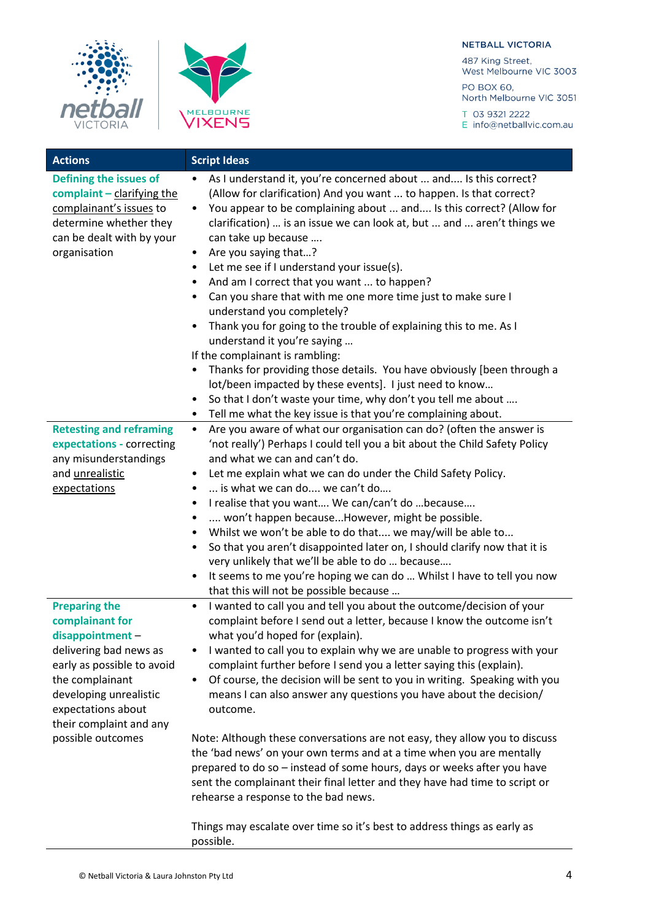NETBALL VICTORIA

487 King Street,
West Melbourne VIC 3003

PO BOX 60,
North Melbourne VIC 3051

T 03 9321 2222
E info@netballvic.com.au

| Actions | Script Ideas |
|---|---|
| **Defining the issues of complaint –** clarifying the complainant's issues to determine whether they can be dealt with by your organisation | • As I understand it, you're concerned about ... and.... Is this correct? (Allow for clarification) And you want ... to happen. Is that correct?<br>• You appear to be complaining about ... and.... Is this correct? (Allow for clarification) … is an issue we can look at, but ... and ... aren't things we can take up because ….<br>• Are you saying that…?<br>• Let me see if I understand your issue(s).<br>• And am I correct that you want ... to happen?<br>• Can you share that with me one more time just to make sure I understand you completely?<br>• Thank you for going to the trouble of explaining this to me. As I understand it you're saying …<br>If the complainant is rambling:<br>• Thanks for providing those details. You have obviously [been through a lot/been impacted by these events]. I just need to know…<br>• So that I don't waste your time, why don't you tell me about ….<br>• Tell me what the key issue is that you're complaining about. |
| **Retesting and reframing expectations -** correcting any misunderstandings and unrealistic expectations | • Are you aware of what our organisation can do? (often the answer is 'not really') Perhaps I could tell you a bit about the Child Safety Policy and what we can and can't do.<br>• Let me explain what we can do under the Child Safety Policy.<br>• ... is what we can do.... we can't do….<br>• I realise that you want…. We can/can't do …because….<br>• .... won't happen because...However, might be possible.<br>• Whilst we won't be able to do that.... we may/will be able to...<br>• So that you aren't disappointed later on, I should clarify now that it is very unlikely that we'll be able to do … because….<br>• It seems to me you're hoping we can do … Whilst I have to tell you now that this will not be possible because … |
| **Preparing the complainant for disappointment –** delivering bad news as early as possible to avoid the complainant developing unrealistic expectations about their complaint and any possible outcomes | • I wanted to call you and tell you about the outcome/decision of your complaint before I send out a letter, because I know the outcome isn't what you'd hoped for (explain).<br>• I wanted to call you to explain why we are unable to progress with your complaint further before I send you a letter saying this (explain).<br>• Of course, the decision will be sent to you in writing. Speaking with you means I can also answer any questions you have about the decision/ outcome.<br><br>Note: Although these conversations are not easy, they allow you to discuss the 'bad news' on your own terms and at a time when you are mentally prepared to do so – instead of some hours, days or weeks after you have sent the complainant their final letter and they have had time to script or rehearse a response to the bad news.<br><br>Things may escalate over time so it's best to address things as early as possible. |

© Netball Victoria & Laura Johnston Pty Ltd